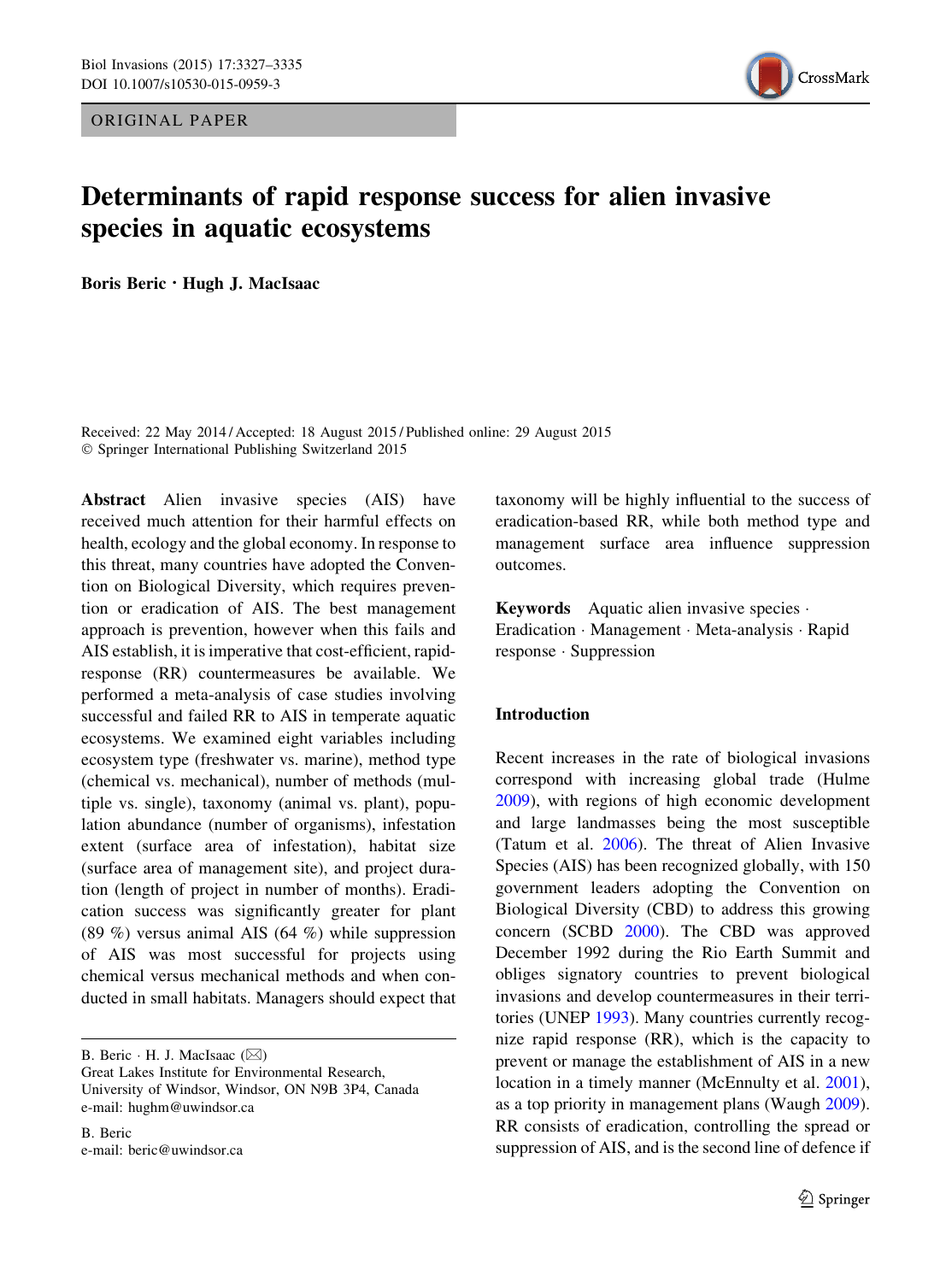ORIGINAL PAPER

# Determinants of rapid response success for alien invasive species in aquatic ecosystems

**Boris Beric · Hugh J. MacIsaac**

Received: 22 May 2014 / Accepted: 18 August 2015 / Published online: 29 August 2015
© Springer International Publishing Switzerland 2015

**Abstract** Alien invasive species (AIS) have received much attention for their harmful effects on health, ecology and the global economy. In response to this threat, many countries have adopted the Convention on Biological Diversity, which requires prevention or eradication of AIS. The best management approach is prevention, however when this fails and AIS establish, it is imperative that cost-efficient, rapid-response (RR) countermeasures be available. We performed a meta-analysis of case studies involving successful and failed RR to AIS in temperate aquatic ecosystems. We examined eight variables including ecosystem type (freshwater vs. marine), method type (chemical vs. mechanical), number of methods (multiple vs. single), taxonomy (animal vs. plant), population abundance (number of organisms), infestation extent (surface area of infestation), habitat size (surface area of management site), and project duration (length of project in number of months). Eradication success was significantly greater for plant (89 %) versus animal AIS (64 %) while suppression of AIS was most successful for projects using chemical versus mechanical methods and when conducted in small habitats. Managers should expect that taxonomy will be highly influential to the success of eradication-based RR, while both method type and management surface area influence suppression outcomes.

**Keywords** Aquatic alien invasive species · Eradication · Management · Meta-analysis · Rapid response · Suppression

B. Beric · H. J. MacIsaac (✉)
Great Lakes Institute for Environmental Research, University of Windsor, Windsor, ON N9B 3P4, Canada
e-mail: hughm@uwindsor.ca

B. Beric
e-mail: beric@uwindsor.ca

## Introduction

Recent increases in the rate of biological invasions correspond with increasing global trade (Hulme 2009), with regions of high economic development and large landmasses being the most susceptible (Tatum et al. 2006). The threat of Alien Invasive Species (AIS) has been recognized globally, with 150 government leaders adopting the Convention on Biological Diversity (CBD) to address this growing concern (SCBD 2000). The CBD was approved December 1992 during the Rio Earth Summit and obliges signatory countries to prevent biological invasions and develop countermeasures in their territories (UNEP 1993). Many countries currently recognize rapid response (RR), which is the capacity to prevent or manage the establishment of AIS in a new location in a timely manner (McEnnulty et al. 2001), as a top priority in management plans (Waugh 2009). RR consists of eradication, controlling the spread or suppression of AIS, and is the second line of defence if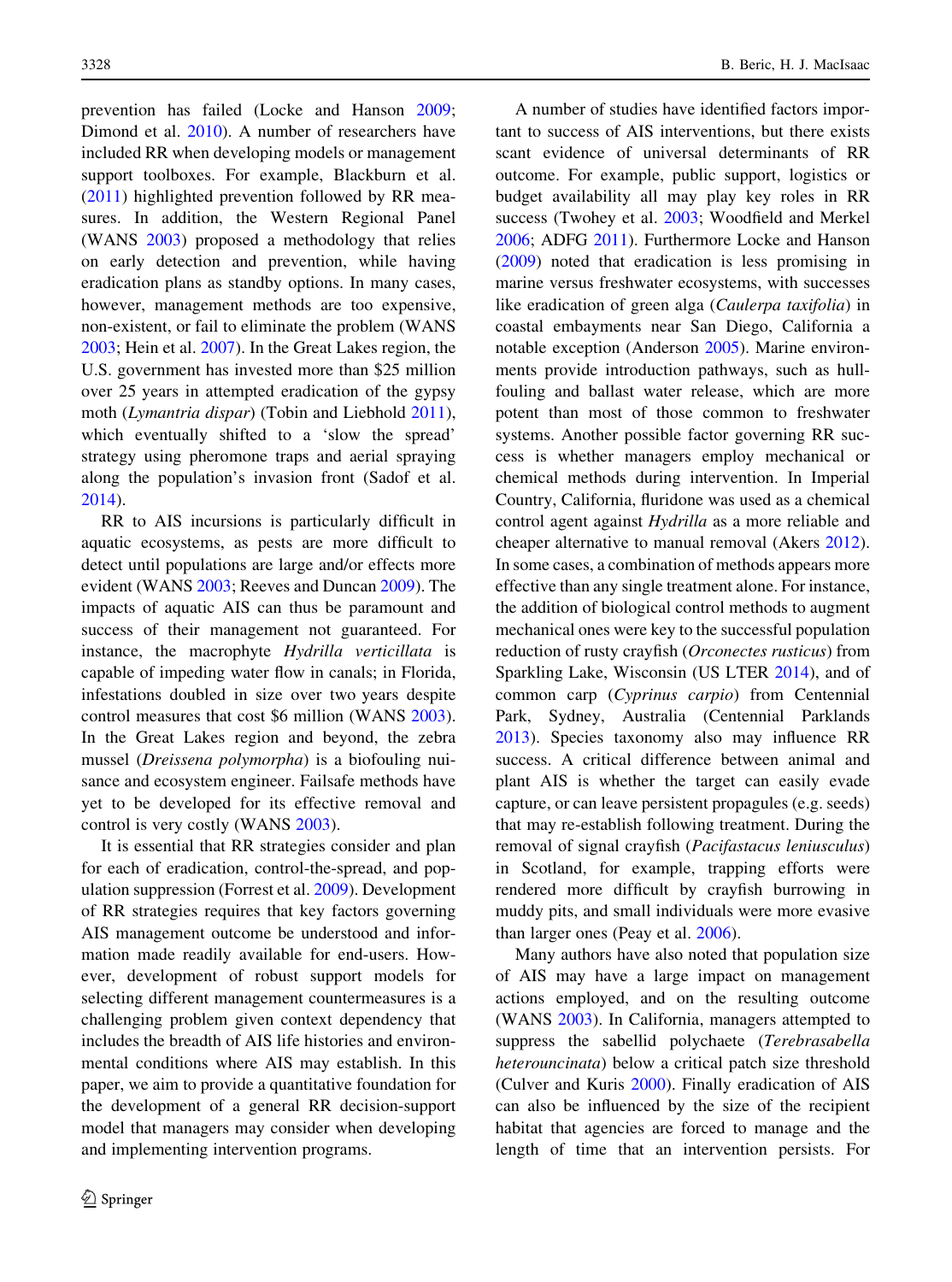prevention has failed (Locke and Hanson 2009; Dimond et al. 2010). A number of researchers have included RR when developing models or management support toolboxes. For example, Blackburn et al. (2011) highlighted prevention followed by RR measures. In addition, the Western Regional Panel (WANS 2003) proposed a methodology that relies on early detection and prevention, while having eradication plans as standby options. In many cases, however, management methods are too expensive, non-existent, or fail to eliminate the problem (WANS 2003; Hein et al. 2007). In the Great Lakes region, the U.S. government has invested more than $25 million over 25 years in attempted eradication of the gypsy moth (*Lymantria dispar*) (Tobin and Liebhold 2011), which eventually shifted to a 'slow the spread' strategy using pheromone traps and aerial spraying along the population's invasion front (Sadof et al. 2014).

RR to AIS incursions is particularly difficult in aquatic ecosystems, as pests are more difficult to detect until populations are large and/or effects more evident (WANS 2003; Reeves and Duncan 2009). The impacts of aquatic AIS can thus be paramount and success of their management not guaranteed. For instance, the macrophyte *Hydrilla verticillata* is capable of impeding water flow in canals; in Florida, infestations doubled in size over two years despite control measures that cost $6 million (WANS 2003). In the Great Lakes region and beyond, the zebra mussel (*Dreissena polymorpha*) is a biofouling nuisance and ecosystem engineer. Failsafe methods have yet to be developed for its effective removal and control is very costly (WANS 2003).

It is essential that RR strategies consider and plan for each of eradication, control-the-spread, and population suppression (Forrest et al. 2009). Development of RR strategies requires that key factors governing AIS management outcome be understood and information made readily available for end-users. However, development of robust support models for selecting different management countermeasures is a challenging problem given context dependency that includes the breadth of AIS life histories and environmental conditions where AIS may establish. In this paper, we aim to provide a quantitative foundation for the development of a general RR decision-support model that managers may consider when developing and implementing intervention programs.

A number of studies have identified factors important to success of AIS interventions, but there exists scant evidence of universal determinants of RR outcome. For example, public support, logistics or budget availability all may play key roles in RR success (Twohey et al. 2003; Woodfield and Merkel 2006; ADFG 2011). Furthermore Locke and Hanson (2009) noted that eradication is less promising in marine versus freshwater ecosystems, with successes like eradication of green alga (*Caulerpa taxifolia*) in coastal embayments near San Diego, California a notable exception (Anderson 2005). Marine environments provide introduction pathways, such as hull-fouling and ballast water release, which are more potent than most of those common to freshwater systems. Another possible factor governing RR success is whether managers employ mechanical or chemical methods during intervention. In Imperial Country, California, fluridone was used as a chemical control agent against *Hydrilla* as a more reliable and cheaper alternative to manual removal (Akers 2012). In some cases, a combination of methods appears more effective than any single treatment alone. For instance, the addition of biological control methods to augment mechanical ones were key to the successful population reduction of rusty crayfish (*Orconectes rusticus*) from Sparkling Lake, Wisconsin (US LTER 2014), and of common carp (*Cyprinus carpio*) from Centennial Park, Sydney, Australia (Centennial Parklands 2013). Species taxonomy also may influence RR success. A critical difference between animal and plant AIS is whether the target can easily evade capture, or can leave persistent propagules (e.g. seeds) that may re-establish following treatment. During the removal of signal crayfish (*Pacifastacus leniusculus*) in Scotland, for example, trapping efforts were rendered more difficult by crayfish burrowing in muddy pits, and small individuals were more evasive than larger ones (Peay et al. 2006).

Many authors have also noted that population size of AIS may have a large impact on management actions employed, and on the resulting outcome (WANS 2003). In California, managers attempted to suppress the sabellid polychaete (*Terebrasabella heterouncinata*) below a critical patch size threshold (Culver and Kuris 2000). Finally eradication of AIS can also be influenced by the size of the recipient habitat that agencies are forced to manage and the length of time that an intervention persists. For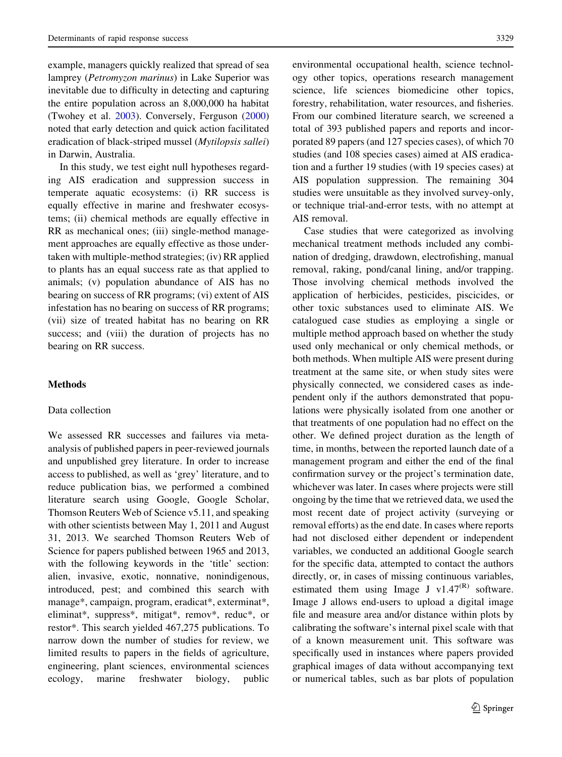example, managers quickly realized that spread of sea lamprey (*Petromyzon marinus*) in Lake Superior was inevitable due to difficulty in detecting and capturing the entire population across an 8,000,000 ha habitat (Twohey et al. 2003). Conversely, Ferguson (2000) noted that early detection and quick action facilitated eradication of black-striped mussel (*Mytilopsis sallei*) in Darwin, Australia.

In this study, we test eight null hypotheses regarding AIS eradication and suppression success in temperate aquatic ecosystems: (i) RR success is equally effective in marine and freshwater ecosystems; (ii) chemical methods are equally effective in RR as mechanical ones; (iii) single-method management approaches are equally effective as those undertaken with multiple-method strategies; (iv) RR applied to plants has an equal success rate as that applied to animals; (v) population abundance of AIS has no bearing on success of RR programs; (vi) extent of AIS infestation has no bearing on success of RR programs; (vii) size of treated habitat has no bearing on RR success; and (viii) the duration of projects has no bearing on RR success.

## Methods

### Data collection

We assessed RR successes and failures via meta-analysis of published papers in peer-reviewed journals and unpublished grey literature. In order to increase access to published, as well as 'grey' literature, and to reduce publication bias, we performed a combined literature search using Google, Google Scholar, Thomson Reuters Web of Science v5.11, and speaking with other scientists between May 1, 2011 and August 31, 2013. We searched Thomson Reuters Web of Science for papers published between 1965 and 2013, with the following keywords in the 'title' section: alien, invasive, exotic, nonnative, nonindigenous, introduced, pest; and combined this search with manage*, campaign, program, eradicat*, exterminat*, eliminat*, suppress*, mitigat*, remov*, reduc*, or restor*. This search yielded 467,275 publications. To narrow down the number of studies for review, we limited results to papers in the fields of agriculture, engineering, plant sciences, environmental sciences ecology, marine freshwater biology, public environmental occupational health, science technology other topics, operations research management science, life sciences biomedicine other topics, forestry, rehabilitation, water resources, and fisheries. From our combined literature search, we screened a total of 393 published papers and reports and incorporated 89 papers (and 127 species cases), of which 70 studies (and 108 species cases) aimed at AIS eradication and a further 19 studies (with 19 species cases) at AIS population suppression. The remaining 304 studies were unsuitable as they involved survey-only, or technique trial-and-error tests, with no attempt at AIS removal.

Case studies that were categorized as involving mechanical treatment methods included any combination of dredging, drawdown, electrofishing, manual removal, raking, pond/canal lining, and/or trapping. Those involving chemical methods involved the application of herbicides, pesticides, piscicides, or other toxic substances used to eliminate AIS. We catalogued case studies as employing a single or multiple method approach based on whether the study used only mechanical or only chemical methods, or both methods. When multiple AIS were present during treatment at the same site, or when study sites were physically connected, we considered cases as independent only if the authors demonstrated that populations were physically isolated from one another or that treatments of one population had no effect on the other. We defined project duration as the length of time, in months, between the reported launch date of a management program and either the end of the final confirmation survey or the project's termination date, whichever was later. In cases where projects were still ongoing by the time that we retrieved data, we used the most recent date of project activity (surveying or removal efforts) as the end date. In cases where reports had not disclosed either dependent or independent variables, we conducted an additional Google search for the specific data, attempted to contact the authors directly, or, in cases of missing continuous variables, estimated them using Image J v1.47$^{(R)}$ software. Image J allows end-users to upload a digital image file and measure area and/or distance within plots by calibrating the software's internal pixel scale with that of a known measurement unit. This software was specifically used in instances where papers provided graphical images of data without accompanying text or numerical tables, such as bar plots of population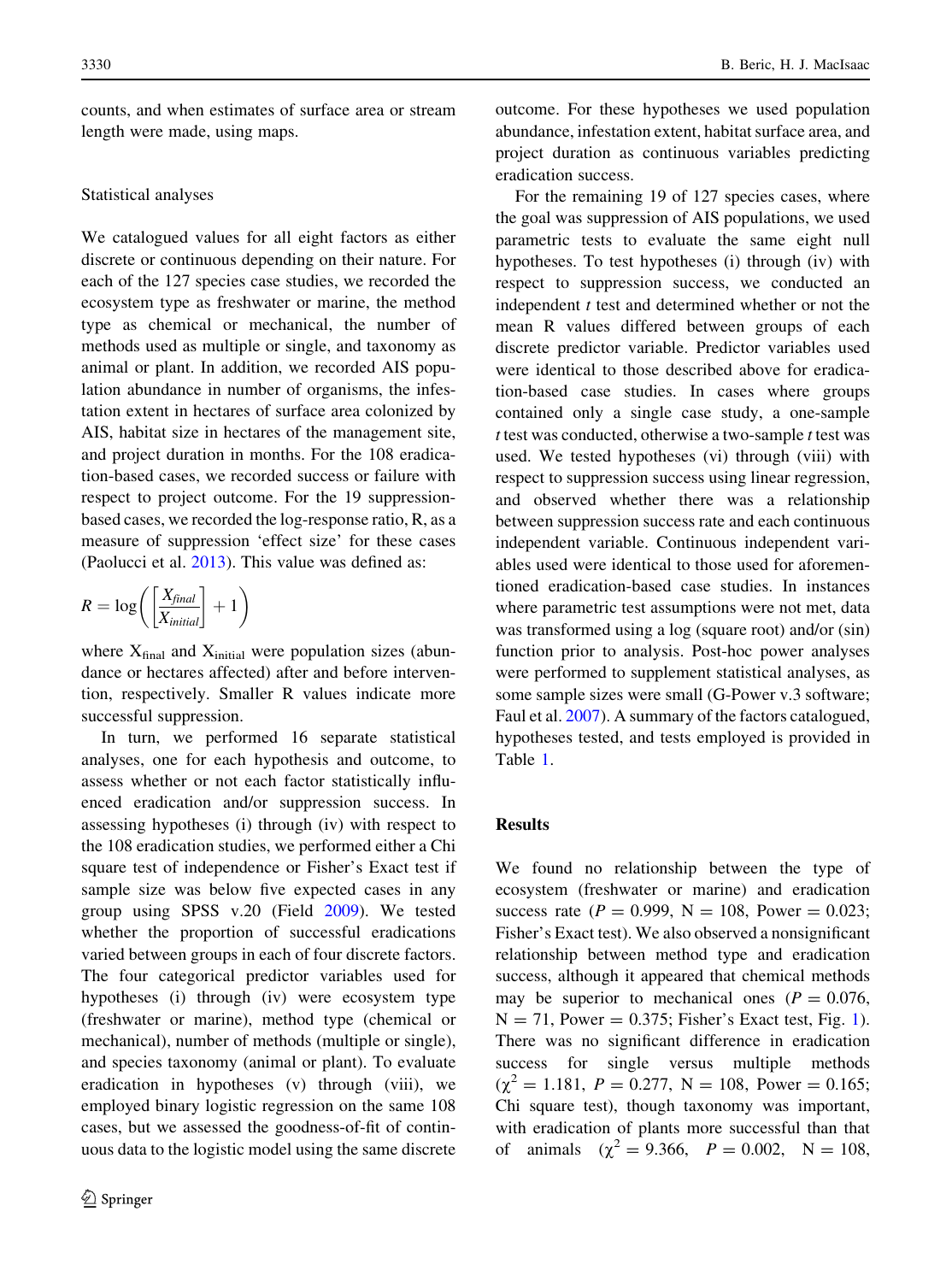counts, and when estimates of surface area or stream length were made, using maps.

### Statistical analyses

We catalogued values for all eight factors as either discrete or continuous depending on their nature. For each of the 127 species case studies, we recorded the ecosystem type as freshwater or marine, the method type as chemical or mechanical, the number of methods used as multiple or single, and taxonomy as animal or plant. In addition, we recorded AIS population abundance in number of organisms, the infestation extent in hectares of surface area colonized by AIS, habitat size in hectares of the management site, and project duration in months. For the 108 eradication-based cases, we recorded success or failure with respect to project outcome. For the 19 suppression-based cases, we recorded the log-response ratio, R, as a measure of suppression 'effect size' for these cases (Paolucci et al. 2013). This value was defined as:

$$R = \log\left(\left[\frac{X_{final}}{X_{initial}}\right] + 1\right)$$

where $X_{final}$ and $X_{initial}$ were population sizes (abundance or hectares affected) after and before intervention, respectively. Smaller R values indicate more successful suppression.

In turn, we performed 16 separate statistical analyses, one for each hypothesis and outcome, to assess whether or not each factor statistically influenced eradication and/or suppression success. In assessing hypotheses (i) through (iv) with respect to the 108 eradication studies, we performed either a Chi square test of independence or Fisher's Exact test if sample size was below five expected cases in any group using SPSS v.20 (Field 2009). We tested whether the proportion of successful eradications varied between groups in each of four discrete factors. The four categorical predictor variables used for hypotheses (i) through (iv) were ecosystem type (freshwater or marine), method type (chemical or mechanical), number of methods (multiple or single), and species taxonomy (animal or plant). To evaluate eradication in hypotheses (v) through (viii), we employed binary logistic regression on the same 108 cases, but we assessed the goodness-of-fit of continuous data to the logistic model using the same discrete outcome. For these hypotheses we used population abundance, infestation extent, habitat surface area, and project duration as continuous variables predicting eradication success.

For the remaining 19 of 127 species cases, where the goal was suppression of AIS populations, we used parametric tests to evaluate the same eight null hypotheses. To test hypotheses (i) through (iv) with respect to suppression success, we conducted an independent *t* test and determined whether or not the mean R values differed between groups of each discrete predictor variable. Predictor variables used were identical to those described above for eradication-based case studies. In cases where groups contained only a single case study, a one-sample *t* test was conducted, otherwise a two-sample *t* test was used. We tested hypotheses (vi) through (viii) with respect to suppression success using linear regression, and observed whether there was a relationship between suppression success rate and each continuous independent variable. Continuous independent variables used were identical to those used for aforementioned eradication-based case studies. In instances where parametric test assumptions were not met, data was transformed using a log (square root) and/or (sin) function prior to analysis. Post-hoc power analyses were performed to supplement statistical analyses, as some sample sizes were small (G-Power v.3 software; Faul et al. 2007). A summary of the factors catalogued, hypotheses tested, and tests employed is provided in Table 1.

## Results

We found no relationship between the type of ecosystem (freshwater or marine) and eradication success rate ($P = 0.999$, $N = 108$, Power $= 0.023$; Fisher's Exact test). We also observed a nonsignificant relationship between method type and eradication success, although it appeared that chemical methods may be superior to mechanical ones ($P = 0.076$, $N = 71$, Power $= 0.375$; Fisher's Exact test, Fig. 1). There was no significant difference in eradication success for single versus multiple methods ($\chi^2 = 1.181$, $P = 0.277$, $N = 108$, Power $= 0.165$; Chi square test), though taxonomy was important, with eradication of plants more successful than that of animals ($\chi^2 = 9.366$, $P = 0.002$, $N = 108$,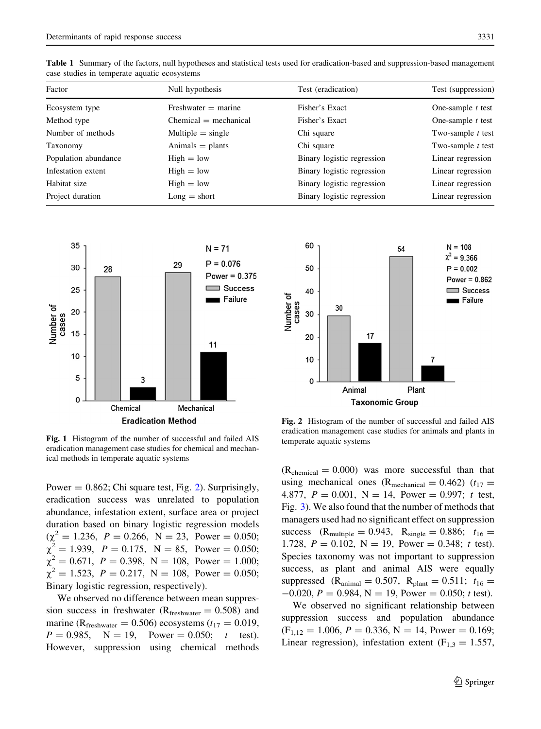**Table 1** Summary of the factors, null hypotheses and statistical tests used for eradication-based and suppression-based management case studies in temperate aquatic ecosystems

| Factor | Null hypothesis | Test (eradication) | Test (suppression) |
|---|---|---|---|
| Ecosystem type | Freshwater = marine | Fisher's Exact | One-sample *t* test |
| Method type | Chemical = mechanical | Fisher's Exact | One-sample *t* test |
| Number of methods | Multiple = single | Chi square | Two-sample *t* test |
| Taxonomy | Animals = plants | Chi square | Two-sample *t* test |
| Population abundance | High = low | Binary logistic regression | Linear regression |
| Infestation extent | High = low | Binary logistic regression | Linear regression |
| Habitat size | High = low | Binary logistic regression | Linear regression |
| Project duration | Long = short | Binary logistic regression | Linear regression |

**Fig. 1** Histogram of the number of successful and failed AIS eradication management case studies for chemical and mechanical methods in temperate aquatic systems

**Fig. 2** Histogram of the number of successful and failed AIS eradication management case studies for animals and plants in temperate aquatic systems

Power = 0.862; Chi square test, Fig. 2). Surprisingly, eradication success was unrelated to population abundance, infestation extent, surface area or project duration based on binary logistic regression models ($\chi^2 = 1.236$, $P = 0.266$, N = 23, Power = 0.050; $\chi^2 = 1.939$, $P = 0.175$, N = 85, Power = 0.050; $\chi^2 = 0.671$, $P = 0.398$, N = 108, Power = 1.000; $\chi^2 = 1.523$, $P = 0.217$, N = 108, Power = 0.050; Binary logistic regression, respectively).

We observed no difference between mean suppression success in freshwater ($R_{freshwater} = 0.508$) and marine ($R_{freshwater} = 0.506$) ecosystems ($t_{17} = 0.019$, $P = 0.985$, N = 19, Power = 0.050; *t* test). However, suppression using chemical methods ($R_{chemical} = 0.000$) was more successful than that using mechanical ones ($R_{mechanical} = 0.462$) ($t_{17} = 4.877$, $P = 0.001$, N = 14, Power = 0.997; *t* test, Fig. 3). We also found that the number of methods that managers used had no significant effect on suppression success ($R_{multiple} = 0.943$, $R_{single} = 0.886$; $t_{16} = 1.728$, $P = 0.102$, N = 19, Power = 0.348; *t* test). Species taxonomy was not important to suppression success, as plant and animal AIS were equally suppressed ($R_{animal} = 0.507$, $R_{plant} = 0.511$; $t_{16} = -0.020$, $P = 0.984$, N = 19, Power = 0.050; *t* test).

We observed no significant relationship between suppression success and population abundance ($F_{1,12} = 1.006$, $P = 0.336$, N = 14, Power = 0.169; Linear regression), infestation extent ($F_{1,3} = 1.557$,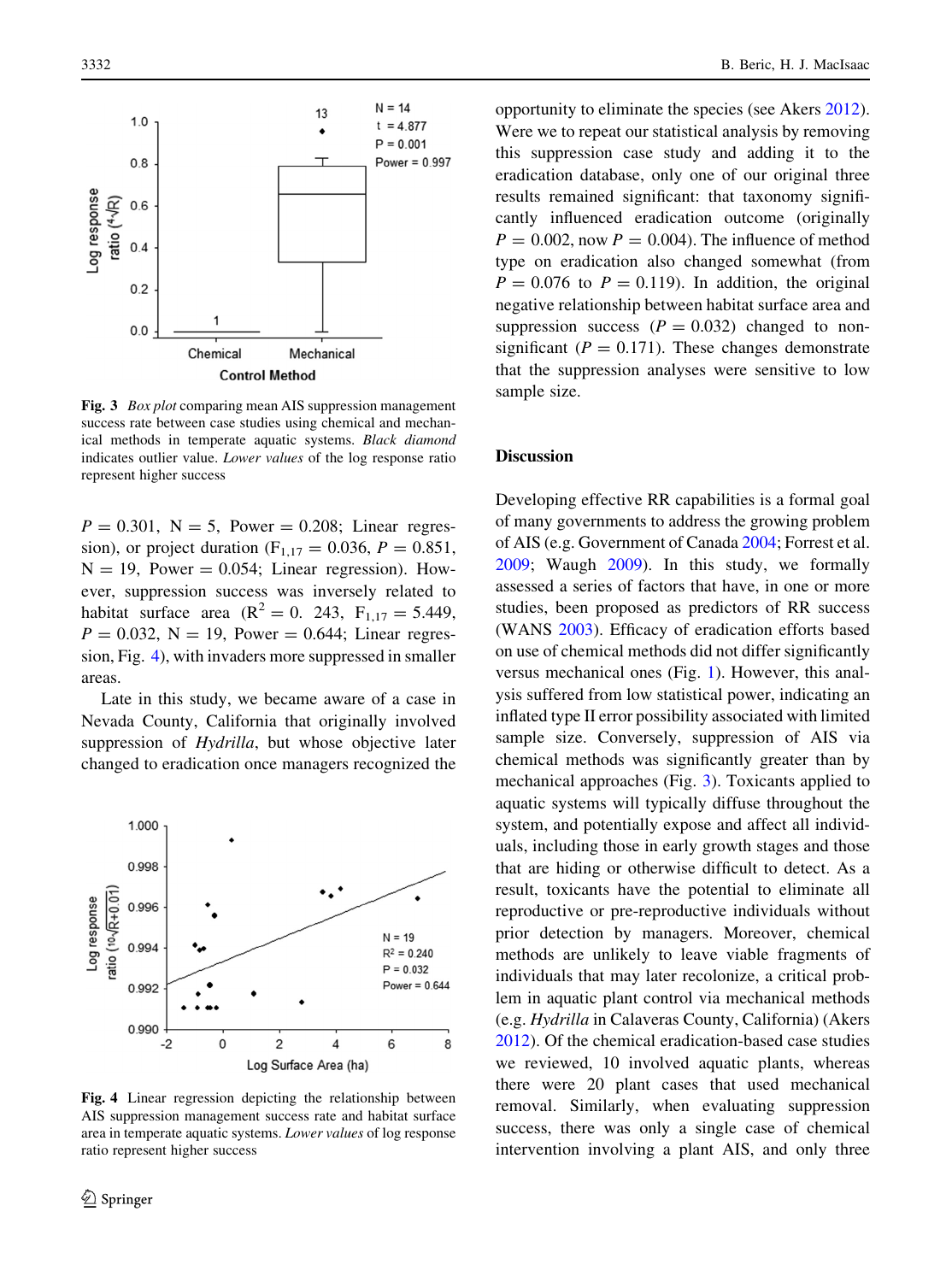Fig. 3 *Box plot* comparing mean AIS suppression management success rate between case studies using chemical and mechanical methods in temperate aquatic systems. *Black diamond* indicates outlier value. *Lower values* of the log response ratio represent higher success

$P = 0.301$, N = 5, Power = 0.208; Linear regression), or project duration ($F_{1,17} = 0.036$, $P = 0.851$, N = 19, Power = 0.054; Linear regression). However, suppression success was inversely related to habitat surface area ($R^2 = 0.243$, $F_{1,17} = 5.449$, $P = 0.032$, N = 19, Power = 0.644; Linear regression, Fig. 4), with invaders more suppressed in smaller areas.

Late in this study, we became aware of a case in Nevada County, California that originally involved suppression of *Hydrilla*, but whose objective later changed to eradication once managers recognized the opportunity to eliminate the species (see Akers 2012). Were we to repeat our statistical analysis by removing this suppression case study and adding it to the eradication database, only one of our original three results remained significant: that taxonomy significantly influenced eradication outcome (originally $P = 0.002$, now $P = 0.004$). The influence of method type on eradication also changed somewhat (from $P = 0.076$ to $P = 0.119$). In addition, the original negative relationship between habitat surface area and suppression success ($P = 0.032$) changed to non-significant ($P = 0.171$). These changes demonstrate that the suppression analyses were sensitive to low sample size.

Fig. 4 Linear regression depicting the relationship between AIS suppression management success rate and habitat surface area in temperate aquatic systems. *Lower values* of log response ratio represent higher success

## Discussion

Developing effective RR capabilities is a formal goal of many governments to address the growing problem of AIS (e.g. Government of Canada 2004; Forrest et al. 2009; Waugh 2009). In this study, we formally assessed a series of factors that have, in one or more studies, been proposed as predictors of RR success (WANS 2003). Efficacy of eradication efforts based on use of chemical methods did not differ significantly versus mechanical ones (Fig. 1). However, this analysis suffered from low statistical power, indicating an inflated type II error possibility associated with limited sample size. Conversely, suppression of AIS via chemical methods was significantly greater than by mechanical approaches (Fig. 3). Toxicants applied to aquatic systems will typically diffuse throughout the system, and potentially expose and affect all individuals, including those in early growth stages and those that are hiding or otherwise difficult to detect. As a result, toxicants have the potential to eliminate all reproductive or pre-reproductive individuals without prior detection by managers. Moreover, chemical methods are unlikely to leave viable fragments of individuals that may later recolonize, a critical problem in aquatic plant control via mechanical methods (e.g. *Hydrilla* in Calaveras County, California) (Akers 2012). Of the chemical eradication-based case studies we reviewed, 10 involved aquatic plants, whereas there were 20 plant cases that used mechanical removal. Similarly, when evaluating suppression success, there was only a single case of chemical intervention involving a plant AIS, and only three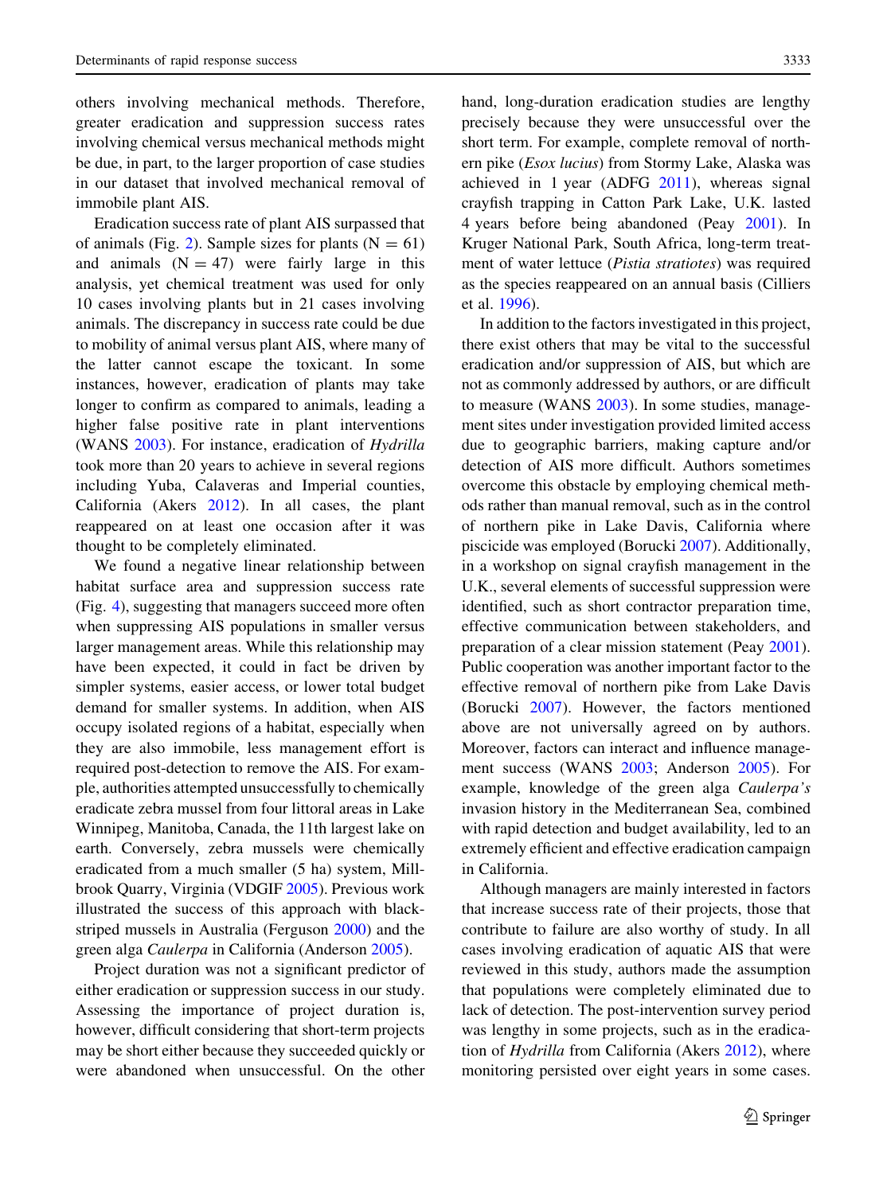others involving mechanical methods. Therefore, greater eradication and suppression success rates involving chemical versus mechanical methods might be due, in part, to the larger proportion of case studies in our dataset that involved mechanical removal of immobile plant AIS.

Eradication success rate of plant AIS surpassed that of animals (Fig. 2). Sample sizes for plants ($N = 61$) and animals ($N = 47$) were fairly large in this analysis, yet chemical treatment was used for only 10 cases involving plants but in 21 cases involving animals. The discrepancy in success rate could be due to mobility of animal versus plant AIS, where many of the latter cannot escape the toxicant. In some instances, however, eradication of plants may take longer to confirm as compared to animals, leading a higher false positive rate in plant interventions (WANS 2003). For instance, eradication of *Hydrilla* took more than 20 years to achieve in several regions including Yuba, Calaveras and Imperial counties, California (Akers 2012). In all cases, the plant reappeared on at least one occasion after it was thought to be completely eliminated.

We found a negative linear relationship between habitat surface area and suppression success rate (Fig. 4), suggesting that managers succeed more often when suppressing AIS populations in smaller versus larger management areas. While this relationship may have been expected, it could in fact be driven by simpler systems, easier access, or lower total budget demand for smaller systems. In addition, when AIS occupy isolated regions of a habitat, especially when they are also immobile, less management effort is required post-detection to remove the AIS. For example, authorities attempted unsuccessfully to chemically eradicate zebra mussel from four littoral areas in Lake Winnipeg, Manitoba, Canada, the 11th largest lake on earth. Conversely, zebra mussels were chemically eradicated from a much smaller (5 ha) system, Millbrook Quarry, Virginia (VDGIF 2005). Previous work illustrated the success of this approach with black-striped mussels in Australia (Ferguson 2000) and the green alga *Caulerpa* in California (Anderson 2005).

Project duration was not a significant predictor of either eradication or suppression success in our study. Assessing the importance of project duration is, however, difficult considering that short-term projects may be short either because they succeeded quickly or were abandoned when unsuccessful. On the other hand, long-duration eradication studies are lengthy precisely because they were unsuccessful over the short term. For example, complete removal of northern pike (*Esox lucius*) from Stormy Lake, Alaska was achieved in 1 year (ADFG 2011), whereas signal crayfish trapping in Catton Park Lake, U.K. lasted 4 years before being abandoned (Peay 2001). In Kruger National Park, South Africa, long-term treatment of water lettuce (*Pistia stratiotes*) was required as the species reappeared on an annual basis (Cilliers et al. 1996).

In addition to the factors investigated in this project, there exist others that may be vital to the successful eradication and/or suppression of AIS, but which are not as commonly addressed by authors, or are difficult to measure (WANS 2003). In some studies, management sites under investigation provided limited access due to geographic barriers, making capture and/or detection of AIS more difficult. Authors sometimes overcome this obstacle by employing chemical methods rather than manual removal, such as in the control of northern pike in Lake Davis, California where piscicide was employed (Borucki 2007). Additionally, in a workshop on signal crayfish management in the U.K., several elements of successful suppression were identified, such as short contractor preparation time, effective communication between stakeholders, and preparation of a clear mission statement (Peay 2001). Public cooperation was another important factor to the effective removal of northern pike from Lake Davis (Borucki 2007). However, the factors mentioned above are not universally agreed on by authors. Moreover, factors can interact and influence management success (WANS 2003; Anderson 2005). For example, knowledge of the green alga *Caulerpa's* invasion history in the Mediterranean Sea, combined with rapid detection and budget availability, led to an extremely efficient and effective eradication campaign in California.

Although managers are mainly interested in factors that increase success rate of their projects, those that contribute to failure are also worthy of study. In all cases involving eradication of aquatic AIS that were reviewed in this study, authors made the assumption that populations were completely eliminated due to lack of detection. The post-intervention survey period was lengthy in some projects, such as in the eradication of *Hydrilla* from California (Akers 2012), where monitoring persisted over eight years in some cases.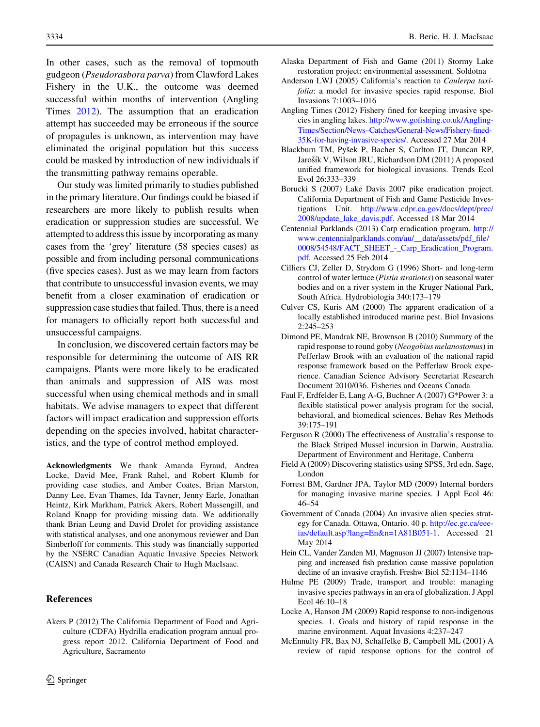In other cases, such as the removal of topmouth gudgeon (*Pseudorasbora parva*) from Clawford Lakes Fishery in the U.K., the outcome was deemed successful within months of intervention (Angling Times 2012). The assumption that an eradication attempt has succeeded may be erroneous if the source of propagules is unknown, as intervention may have eliminated the original population but this success could be masked by introduction of new individuals if the transmitting pathway remains operable.

Our study was limited primarily to studies published in the primary literature. Our findings could be biased if researchers are more likely to publish results when eradication or suppression studies are successful. We attempted to address this issue by incorporating as many cases from the 'grey' literature (58 species cases) as possible and from including personal communications (five species cases). Just as we may learn from factors that contribute to unsuccessful invasion events, we may benefit from a closer examination of eradication or suppression case studies that failed. Thus, there is a need for managers to officially report both successful and unsuccessful campaigns.

In conclusion, we discovered certain factors may be responsible for determining the outcome of AIS RR campaigns. Plants were more likely to be eradicated than animals and suppression of AIS was most successful when using chemical methods and in small habitats. We advise managers to expect that different factors will impact eradication and suppression efforts depending on the species involved, habitat characteristics, and the type of control method employed.

**Acknowledgments** We thank Amanda Eyraud, Andrea Locke, David Mee, Frank Rahel, and Robert Klumb for providing case studies, and Amber Coates, Brian Marston, Danny Lee, Evan Thames, Ida Tavner, Jenny Earle, Jonathan Heintz, Kirk Markham, Patrick Akers, Robert Massengill, and Roland Knapp for providing missing data. We additionally thank Brian Leung and David Drolet for providing assistance with statistical analyses, and one anonymous reviewer and Dan Simberloff for comments. This study was financially supported by the NSERC Canadian Aquatic Invasive Species Network (CAISN) and Canada Research Chair to Hugh MacIsaac.

## References

Akers P (2012) The California Department of Food and Agriculture (CDFA) Hydrilla eradication program annual progress report 2012. California Department of Food and Agriculture, Sacramento

Alaska Department of Fish and Game (2011) Stormy Lake restoration project: environmental assessment. Soldotna

Anderson LWJ (2005) California's reaction to *Caulerpa taxifolia*: a model for invasive species rapid response. Biol Invasions 7:1003–1016

Angling Times (2012) Fishery fined for keeping invasive species in angling lakes. http://www.gofishing.co.uk/Angling-Times/Section/News–Catches/General-News/Fishery-fined-35K-for-having-invasive-species/. Accessed 27 Mar 2014

Blackburn TM, Pyšek P, Bacher S, Carlton JT, Duncan RP, Jarošík V, Wilson JRU, Richardson DM (2011) A proposed unified framework for biological invasions. Trends Ecol Evol 26:333–339

Borucki S (2007) Lake Davis 2007 pike eradication project. California Department of Fish and Game Pesticide Investigations Unit. http://www.cdpr.ca.gov/docs/dept/prec/2008/update_lake_davis.pdf. Accessed 18 Mar 2014

Centennial Parklands (2013) Carp eradication program. http://www.centennialparklands.com/au/__data/assets/pdf_file/0008/54548/FACT_SHEET_-_Carp_Eradication_Program.pdf. Accessed 25 Feb 2014

Cilliers CJ, Zeller D, Strydom G (1996) Short- and long-term control of water lettuce (*Pistia stratiotes*) on seasonal water bodies and on a river system in the Kruger National Park, South Africa. Hydrobiologia 340:173–179

Culver CS, Kuris AM (2000) The apparent eradication of a locally established introduced marine pest. Biol Invasions 2:245–253

Dimond PE, Mandrak NE, Brownson B (2010) Summary of the rapid response to round goby (*Neogobius melanostomus*) in Pefferlaw Brook with an evaluation of the national rapid response framework based on the Pefferlaw Brook experience. Canadian Science Advisory Secretariat Research Document 2010/036. Fisheries and Oceans Canada

Faul F, Erdfelder E, Lang A-G, Buchner A (2007) G*Power 3: a flexible statistical power analysis program for the social, behavioral, and biomedical sciences. Behav Res Methods 39:175–191

Ferguson R (2000) The effectiveness of Australia's response to the Black Striped Mussel incursion in Darwin, Australia. Department of Environment and Heritage, Canberra

Field A (2009) Discovering statistics using SPSS, 3rd edn. Sage, London

Forrest BM, Gardner JPA, Taylor MD (2009) Internal borders for managing invasive marine species. J Appl Ecol 46: 46–54

Government of Canada (2004) An invasive alien species strategy for Canada. Ottawa, Ontario. 40 p. http://ec.gc.ca/eee-ias/default.asp?lang=En&n=1A81B051-1. Accessed 21 May 2014

Hein CL, Vander Zanden MJ, Magnuson JJ (2007) Intensive trapping and increased fish predation cause massive population decline of an invasive crayfish. Freshw Biol 52:1134–1146

Hulme PE (2009) Trade, transport and trouble: managing invasive species pathways in an era of globalization. J Appl Ecol 46:10–18

Locke A, Hanson JM (2009) Rapid response to non-indigenous species. 1. Goals and history of rapid response in the marine environment. Aquat Invasions 4:237–247

McEnnulty FR, Bax NJ, Schaffelke B, Campbell ML (2001) A review of rapid response options for the control of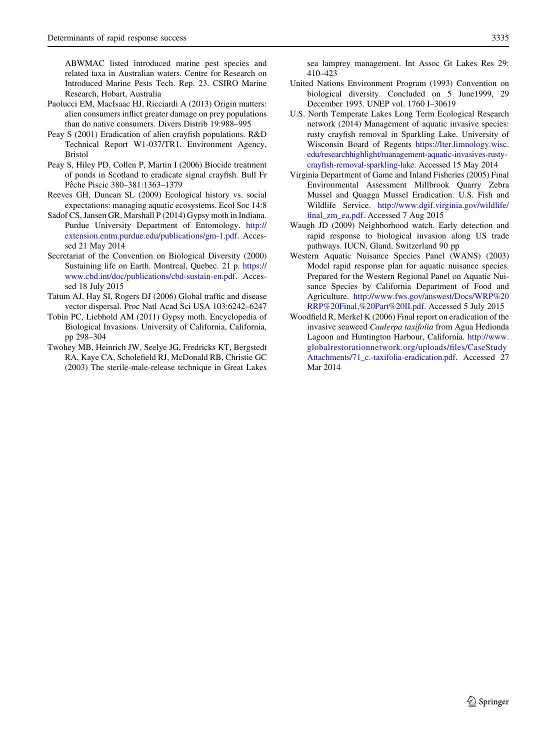ABWMAC listed introduced marine pest species and related taxa in Australian waters. Centre for Research on Introduced Marine Pests Tech. Rep. 23. CSIRO Marine Research, Hobart, Australia

Paolucci EM, MacIsaac HJ, Ricciardi A (2013) Origin matters: alien consumers inflict greater damage on prey populations than do native consumers. Divers Distrib 19:988–995

Peay S (2001) Eradication of alien crayfish populations. R&D Technical Report W1-037/TR1. Environment Agency, Bristol

Peay S, Hiley PD, Collen P, Martin I (2006) Biocide treatment of ponds in Scotland to eradicate signal crayfish. Bull Fr Pêche Piscic 380–381:1363–1379

Reeves GH, Duncan SL (2009) Ecological history vs. social expectations: managing aquatic ecosystems. Ecol Soc 14:8

Sadof CS, Jansen GR, Marshall P (2014) Gypsy moth in Indiana. Purdue University Department of Entomology. http://extension.entm.purdue.edu/publications/gm-1.pdf. Accessed 21 May 2014

Secretariat of the Convention on Biological Diversity (2000) Sustaining life on Earth. Montreal, Quebec. 21 p. https://www.cbd.int/doc/publications/cbd-sustain-en.pdf. Accessed 18 July 2015

Tatum AJ, Hay SI, Rogers DJ (2006) Global traffic and disease vector dispersal. Proc Natl Acad Sci USA 103:6242–6247

Tobin PC, Liebhold AM (2011) Gypsy moth. Encyclopedia of Biological Invasions. University of California, California, pp 298–304

Twohey MB, Heinrich JW, Seelye JG, Fredricks KT, Bergstedt RA, Kaye CA, Scholefield RJ, McDonald RB, Christie GC (2003) The sterile-male-release technique in Great Lakes sea lamprey management. Int Assoc Gt Lakes Res 29:410–423

United Nations Environment Program (1993) Convention on biological diversity. Concluded on 5 June1999, 29 December 1993. UNEP vol. 1760 I–30619

U.S. North Temperate Lakes Long Term Ecological Research network (2014) Management of aquatic invasive species: rusty crayfish removal in Sparkling Lake. University of Wisconsin Board of Regents https://lter.limnology.wisc.edu/researchhighlight/management-aquatic-invasives-rusty-crayfish-removal-sparkling-lake. Accessed 15 May 2014

Virginia Department of Game and Inland Fisheries (2005) Final Environmental Assessment Millbrook Quarry Zebra Mussel and Quagga Mussel Eradication. U.S. Fish and Wildlife Service. http://www.dgif.virginia.gov/wildlife/final_zm_ea.pdf. Accessed 7 Aug 2015

Waugh JD (2009) Neighborhood watch. Early detection and rapid response to biological invasion along US trade pathways. IUCN, Gland, Switzerland 90 pp

Western Aquatic Nuisance Species Panel (WANS) (2003) Model rapid response plan for aquatic nuisance species. Prepared for the Western Regional Panel on Aquatic Nuisance Species by California Department of Food and Agriculture. http://www.fws.gov/answest/Docs/WRP%20RRP%20Final,%20Part%20II.pdf. Accessed 5 July 2015

Woodfield R, Merkel K (2006) Final report on eradication of the invasive seaweed *Caulerpa taxifolia* from Agua Hedionda Lagoon and Huntington Harbour, California. http://www.globalrestorationnetwork.org/uploads/files/CaseStudyAttachments/71_c.-taxifolia-eradication.pdf. Accessed 27 Mar 2014